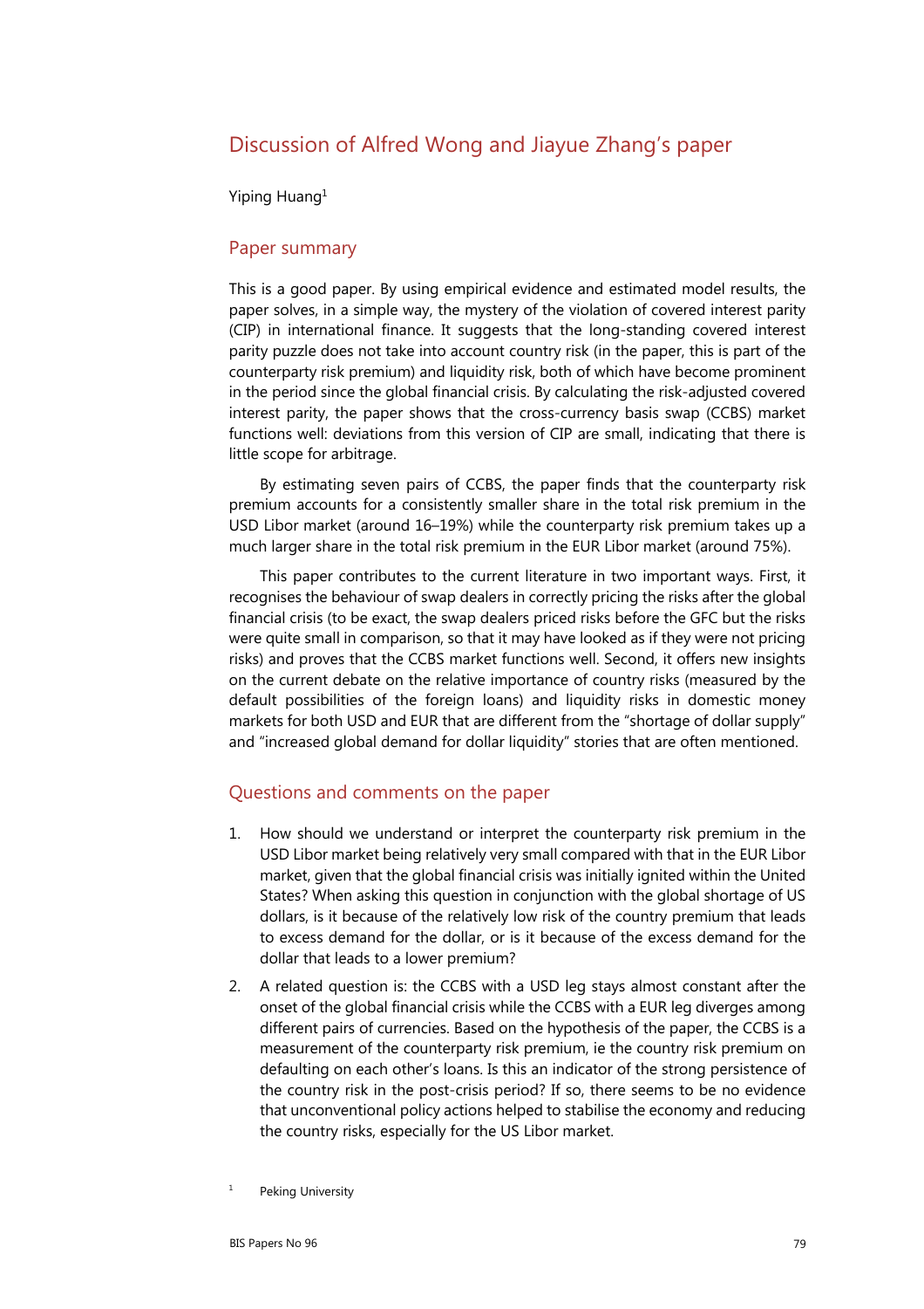# Discussion of Alfred Wong and Jiayue Zhang's paper

Yiping Huang[1]

## Paper summary

This is a good paper. By using empirical evidence and estimated model results, the paper solves, in a simple way, the mystery of the violation of covered interest parity (CIP) in international finance. It suggests that the long-standing covered interest parity puzzle does not take into account country risk (in the paper, this is part of the counterparty risk premium) and liquidity risk, both of which have become prominent in the period since the global financial crisis. By calculating the risk-adjusted covered interest parity, the paper shows that the cross-currency basis swap (CCBS) market functions well: deviations from this version of CIP are small, indicating that there is little scope for arbitrage.

By estimating seven pairs of CCBS, the paper finds that the counterparty risk premium accounts for a consistently smaller share in the total risk premium in the USD Libor market (around 16–19%) while the counterparty risk premium takes up a much larger share in the total risk premium in the EUR Libor market (around 75%).

This paper contributes to the current literature in two important ways. First, it recognises the behaviour of swap dealers in correctly pricing the risks after the global financial crisis (to be exact, the swap dealers priced risks before the GFC but the risks were quite small in comparison, so that it may have looked as if they were not pricing risks) and proves that the CCBS market functions well. Second, it offers new insights on the current debate on the relative importance of country risks (measured by the default possibilities of the foreign loans) and liquidity risks in domestic money markets for both USD and EUR that are different from the "shortage of dollar supply" and "increased global demand for dollar liquidity" stories that are often mentioned.

## Questions and comments on the paper

1. How should we understand or interpret the counterparty risk premium in the USD Libor market being relatively very small compared with that in the EUR Libor market, given that the global financial crisis was initially ignited within the United States? When asking this question in conjunction with the global shortage of US dollars, is it because of the relatively low risk of the country premium that leads to excess demand for the dollar, or is it because of the excess demand for the dollar that leads to a lower premium?

2. A related question is: the CCBS with a USD leg stays almost constant after the onset of the global financial crisis while the CCBS with a EUR leg diverges among different pairs of currencies. Based on the hypothesis of the paper, the CCBS is a measurement of the counterparty risk premium, ie the country risk premium on defaulting on each other's loans. Is this an indicator of the strong persistence of the country risk in the post-crisis period? If so, there seems to be no evidence that unconventional policy actions helped to stabilise the economy and reducing the country risks, especially for the US Libor market.

[1] Peking University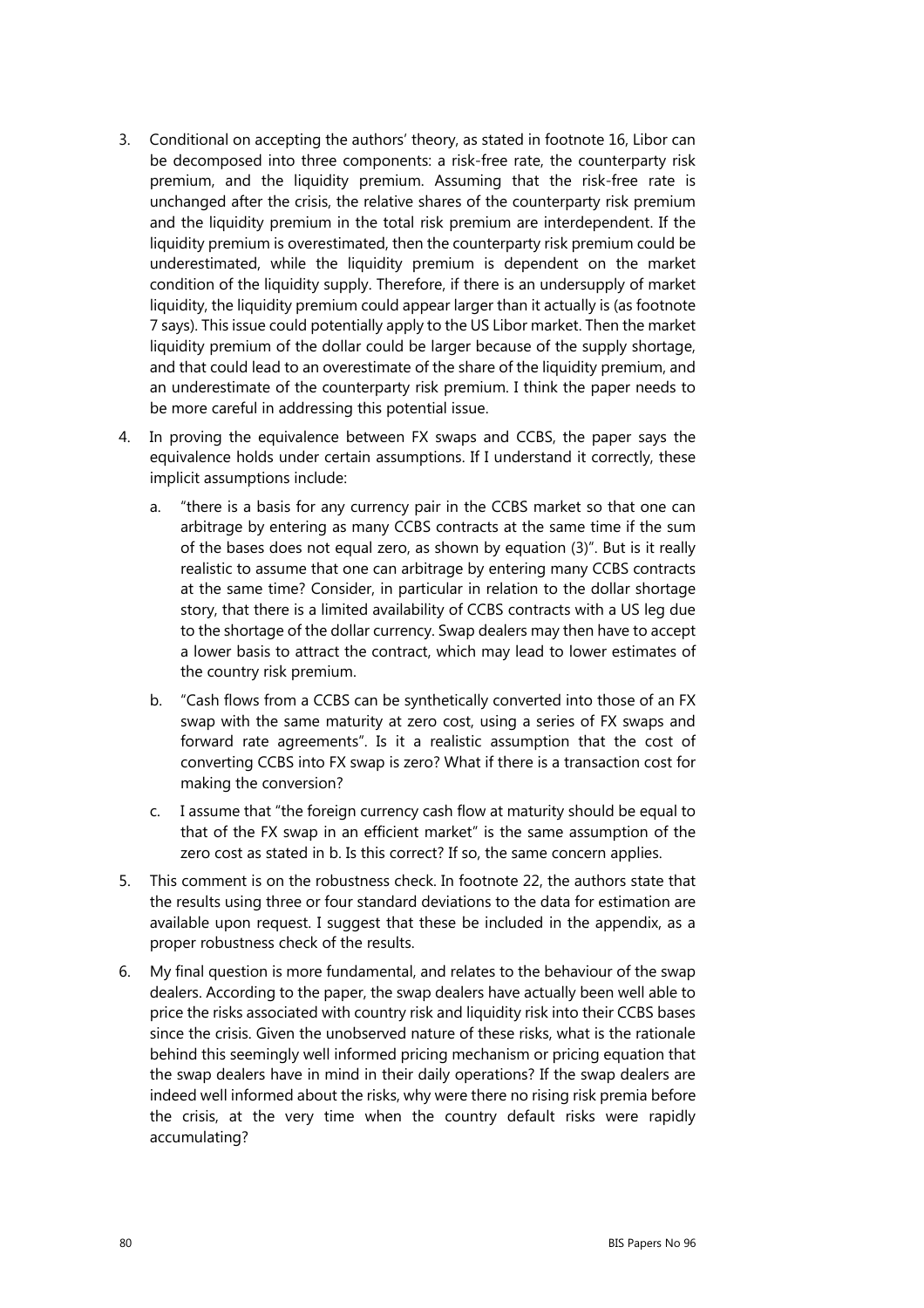3. Conditional on accepting the authors' theory, as stated in footnote 16, Libor can be decomposed into three components: a risk-free rate, the counterparty risk premium, and the liquidity premium. Assuming that the risk-free rate is unchanged after the crisis, the relative shares of the counterparty risk premium and the liquidity premium in the total risk premium are interdependent. If the liquidity premium is overestimated, then the counterparty risk premium could be underestimated, while the liquidity premium is dependent on the market condition of the liquidity supply. Therefore, if there is an undersupply of market liquidity, the liquidity premium could appear larger than it actually is (as footnote 7 says). This issue could potentially apply to the US Libor market. Then the market liquidity premium of the dollar could be larger because of the supply shortage, and that could lead to an overestimate of the share of the liquidity premium, and an underestimate of the counterparty risk premium. I think the paper needs to be more careful in addressing this potential issue.

4. In proving the equivalence between FX swaps and CCBS, the paper says the equivalence holds under certain assumptions. If I understand it correctly, these implicit assumptions include:

   a. "there is a basis for any currency pair in the CCBS market so that one can arbitrage by entering as many CCBS contracts at the same time if the sum of the bases does not equal zero, as shown by equation (3)". But is it really realistic to assume that one can arbitrage by entering many CCBS contracts at the same time? Consider, in particular in relation to the dollar shortage story, that there is a limited availability of CCBS contracts with a US leg due to the shortage of the dollar currency. Swap dealers may then have to accept a lower basis to attract the contract, which may lead to lower estimates of the country risk premium.

   b. "Cash flows from a CCBS can be synthetically converted into those of an FX swap with the same maturity at zero cost, using a series of FX swaps and forward rate agreements". Is it a realistic assumption that the cost of converting CCBS into FX swap is zero? What if there is a transaction cost for making the conversion?

   c. I assume that "the foreign currency cash flow at maturity should be equal to that of the FX swap in an efficient market" is the same assumption of the zero cost as stated in b. Is this correct? If so, the same concern applies.

5. This comment is on the robustness check. In footnote 22, the authors state that the results using three or four standard deviations to the data for estimation are available upon request. I suggest that these be included in the appendix, as a proper robustness check of the results.

6. My final question is more fundamental, and relates to the behaviour of the swap dealers. According to the paper, the swap dealers have actually been well able to price the risks associated with country risk and liquidity risk into their CCBS bases since the crisis. Given the unobserved nature of these risks, what is the rationale behind this seemingly well informed pricing mechanism or pricing equation that the swap dealers have in mind in their daily operations? If the swap dealers are indeed well informed about the risks, why were there no rising risk premia before the crisis, at the very time when the country default risks were rapidly accumulating?